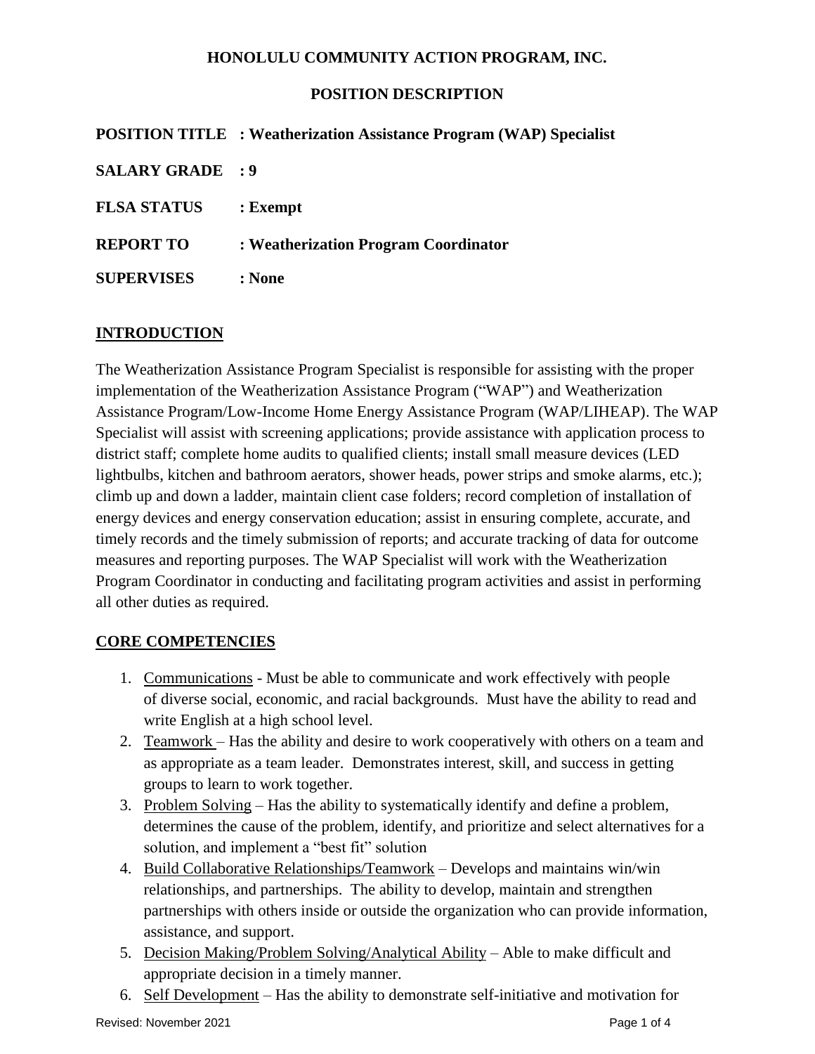**HONOLULU COMMUNITY ACTION PROGRAM, INC.**

**POSITION DESCRIPTION**

**POSITION TITLE : Weatherization Assistance Program (WAP) Specialist**

**SALARY GRADE : 9**

**FLSA STATUS : Exempt**

**REPORT TO : Weatherization Program Coordinator**

**SUPERVISES : None**

## INTRODUCTION

The Weatherization Assistance Program Specialist is responsible for assisting with the proper implementation of the Weatherization Assistance Program ("WAP") and Weatherization Assistance Program/Low-Income Home Energy Assistance Program (WAP/LIHEAP). The WAP Specialist will assist with screening applications; provide assistance with application process to district staff; complete home audits to qualified clients; install small measure devices (LED lightbulbs, kitchen and bathroom aerators, shower heads, power strips and smoke alarms, etc.); climb up and down a ladder, maintain client case folders; record completion of installation of energy devices and energy conservation education; assist in ensuring complete, accurate, and timely records and the timely submission of reports; and accurate tracking of data for outcome measures and reporting purposes. The WAP Specialist will work with the Weatherization Program Coordinator in conducting and facilitating program activities and assist in performing all other duties as required.

## CORE COMPETENCIES

1. Communications - Must be able to communicate and work effectively with people of diverse social, economic, and racial backgrounds. Must have the ability to read and write English at a high school level.
2. Teamwork – Has the ability and desire to work cooperatively with others on a team and as appropriate as a team leader. Demonstrates interest, skill, and success in getting groups to learn to work together.
3. Problem Solving – Has the ability to systematically identify and define a problem, determines the cause of the problem, identify, and prioritize and select alternatives for a solution, and implement a "best fit" solution
4. Build Collaborative Relationships/Teamwork – Develops and maintains win/win relationships, and partnerships. The ability to develop, maintain and strengthen partnerships with others inside or outside the organization who can provide information, assistance, and support.
5. Decision Making/Problem Solving/Analytical Ability – Able to make difficult and appropriate decision in a timely manner.
6. Self Development – Has the ability to demonstrate self-initiative and motivation for

Revised: November 2021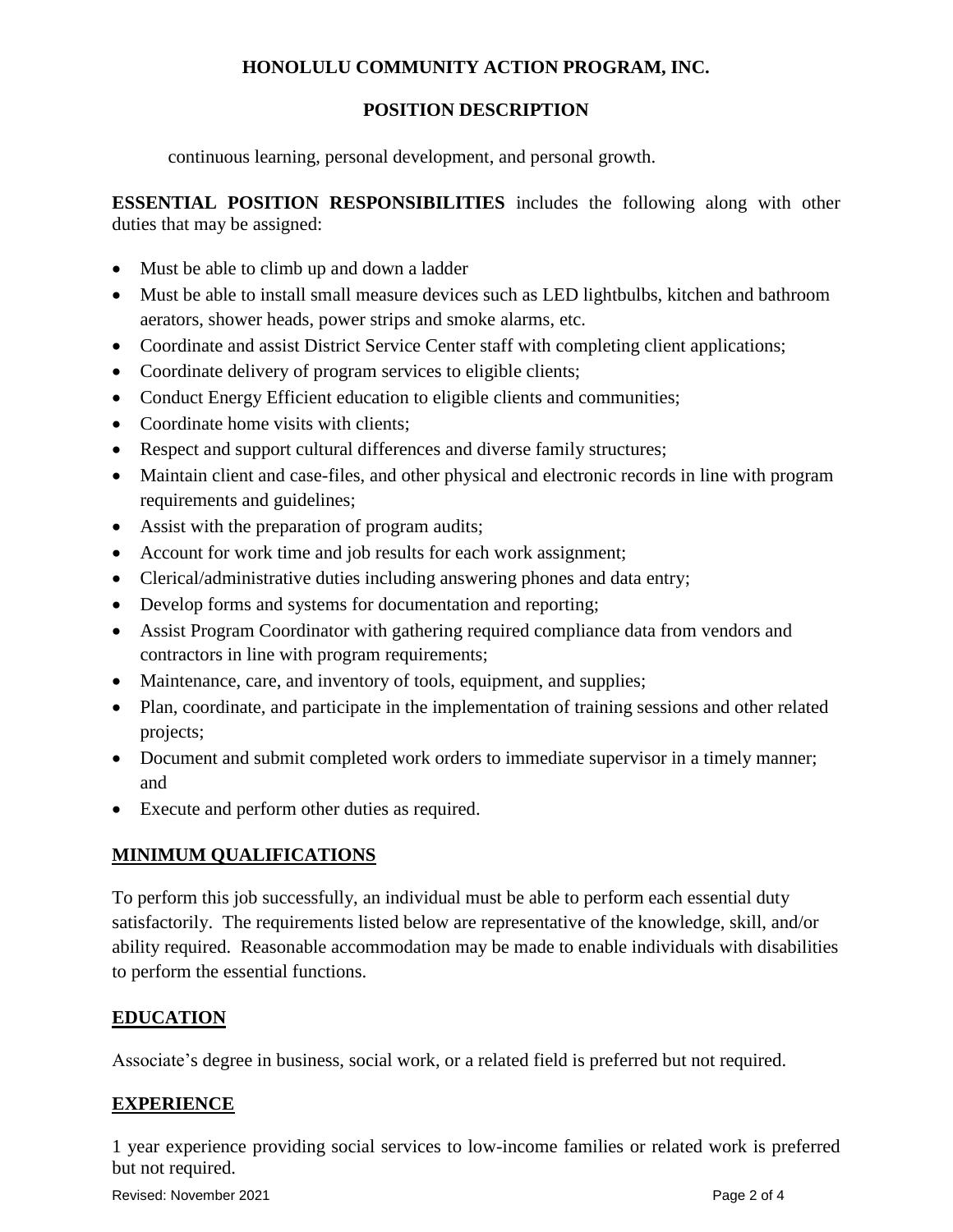continuous learning, personal development, and personal growth.

**ESSENTIAL POSITION RESPONSIBILITIES** includes the following along with other duties that may be assigned:

- Must be able to climb up and down a ladder
- Must be able to install small measure devices such as LED lightbulbs, kitchen and bathroom aerators, shower heads, power strips and smoke alarms, etc.
- Coordinate and assist District Service Center staff with completing client applications;
- Coordinate delivery of program services to eligible clients;
- Conduct Energy Efficient education to eligible clients and communities;
- Coordinate home visits with clients;
- Respect and support cultural differences and diverse family structures;
- Maintain client and case-files, and other physical and electronic records in line with program requirements and guidelines;
- Assist with the preparation of program audits;
- Account for work time and job results for each work assignment;
- Clerical/administrative duties including answering phones and data entry;
- Develop forms and systems for documentation and reporting;
- Assist Program Coordinator with gathering required compliance data from vendors and contractors in line with program requirements;
- Maintenance, care, and inventory of tools, equipment, and supplies;
- Plan, coordinate, and participate in the implementation of training sessions and other related projects;
- Document and submit completed work orders to immediate supervisor in a timely manner; and
- Execute and perform other duties as required.

## MINIMUM QUALIFICATIONS

To perform this job successfully, an individual must be able to perform each essential duty satisfactorily. The requirements listed below are representative of the knowledge, skill, and/or ability required. Reasonable accommodation may be made to enable individuals with disabilities to perform the essential functions.

## EDUCATION

Associate's degree in business, social work, or a related field is preferred but not required.

## EXPERIENCE

1 year experience providing social services to low-income families or related work is preferred but not required.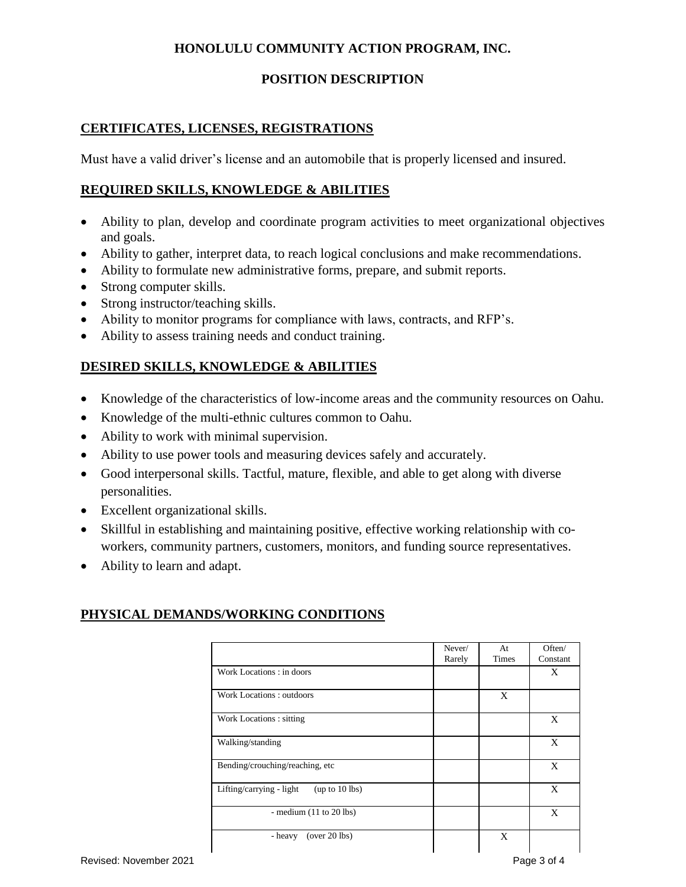**HONOLULU COMMUNITY ACTION PROGRAM, INC.**

**POSITION DESCRIPTION**

## CERTIFICATES, LICENSES, REGISTRATIONS

Must have a valid driver's license and an automobile that is properly licensed and insured.

## REQUIRED SKILLS, KNOWLEDGE & ABILITIES

- Ability to plan, develop and coordinate program activities to meet organizational objectives and goals.
- Ability to gather, interpret data, to reach logical conclusions and make recommendations.
- Ability to formulate new administrative forms, prepare, and submit reports.
- Strong computer skills.
- Strong instructor/teaching skills.
- Ability to monitor programs for compliance with laws, contracts, and RFP's.
- Ability to assess training needs and conduct training.

## DESIRED SKILLS, KNOWLEDGE & ABILITIES

- Knowledge of the characteristics of low-income areas and the community resources on Oahu.
- Knowledge of the multi-ethnic cultures common to Oahu.
- Ability to work with minimal supervision.
- Ability to use power tools and measuring devices safely and accurately.
- Good interpersonal skills. Tactful, mature, flexible, and able to get along with diverse personalities.
- Excellent organizational skills.
- Skillful in establishing and maintaining positive, effective working relationship with co-workers, community partners, customers, monitors, and funding source representatives.
- Ability to learn and adapt.

## PHYSICAL DEMANDS/WORKING CONDITIONS

| | Never/ Rarely | At Times | Often/ Constant |
|---|---|---|---|
| Work Locations : in doors | | | X |
| Work Locations : outdoors | | X | |
| Work Locations : sitting | | | X |
| Walking/standing | | | X |
| Bending/crouching/reaching, etc | | | X |
| Lifting/carrying - light (up to 10 lbs) | | | X |
| - medium (11 to 20 lbs) | | | X |
| - heavy (over 20 lbs) | | X | |

Revised: November 2021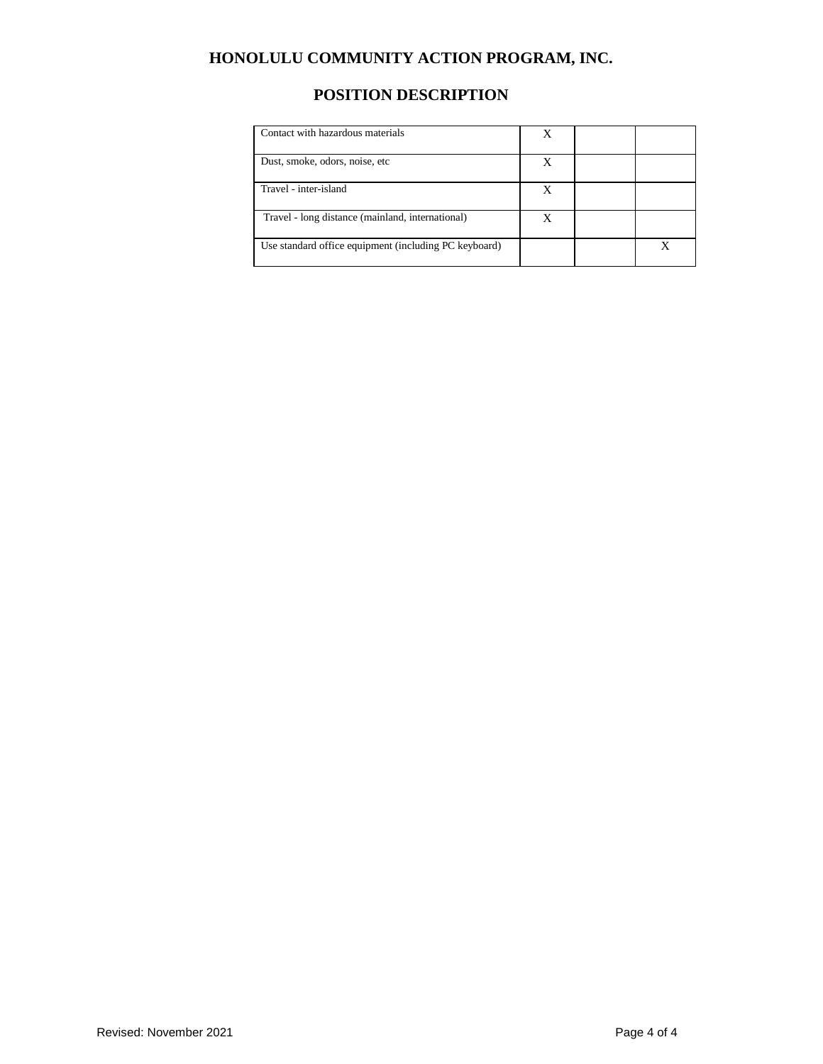# HONOLULU COMMUNITY ACTION PROGRAM, INC.

## POSITION DESCRIPTION

| | | | |
|---|---|---|---|
| Contact with hazardous materials | X | | |
| Dust, smoke, odors, noise, etc | X | | |
| Travel - inter-island | X | | |
| Travel - long distance (mainland, international) | X | | |
| Use standard office equipment (including PC keyboard) | | | X |

Revised: November 2021